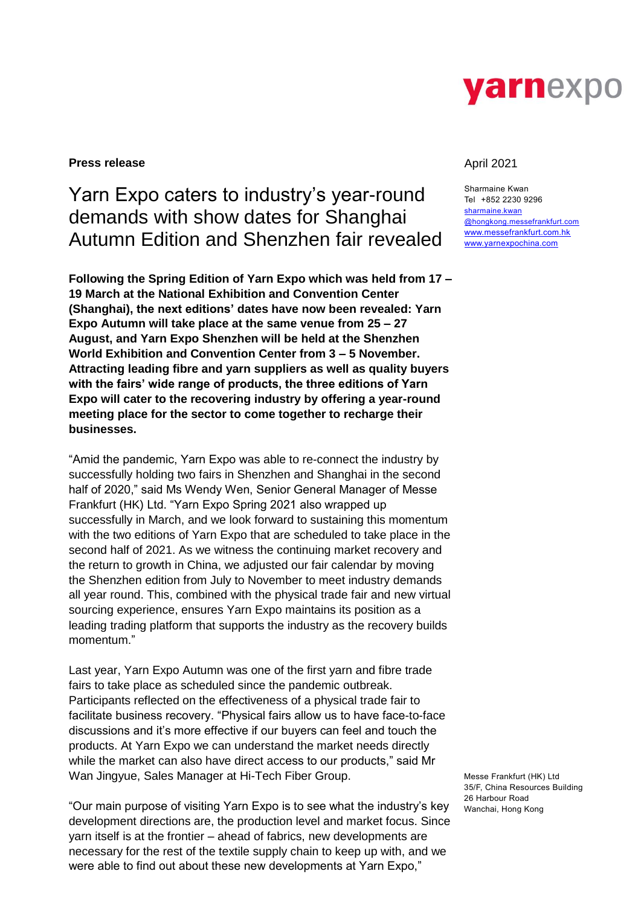yarnexpo

**Press release**

April 2021

Sharmaine Kwan
Tel +852 2230 9296
sharmaine.kwan
@hongkong.messefrankfurt.com
www.messefrankfurt.com.hk
www.yarnexpochina.com

# Yarn Expo caters to industry's year-round demands with show dates for Shanghai Autumn Edition and Shenzhen fair revealed

**Following the Spring Edition of Yarn Expo which was held from 17 – 19 March at the National Exhibition and Convention Center (Shanghai), the next editions' dates have now been revealed: Yarn Expo Autumn will take place at the same venue from 25 – 27 August, and Yarn Expo Shenzhen will be held at the Shenzhen World Exhibition and Convention Center from 3 – 5 November. Attracting leading fibre and yarn suppliers as well as quality buyers with the fairs' wide range of products, the three editions of Yarn Expo will cater to the recovering industry by offering a year-round meeting place for the sector to come together to recharge their businesses.**

"Amid the pandemic, Yarn Expo was able to re-connect the industry by successfully holding two fairs in Shenzhen and Shanghai in the second half of 2020," said Ms Wendy Wen, Senior General Manager of Messe Frankfurt (HK) Ltd. "Yarn Expo Spring 2021 also wrapped up successfully in March, and we look forward to sustaining this momentum with the two editions of Yarn Expo that are scheduled to take place in the second half of 2021. As we witness the continuing market recovery and the return to growth in China, we adjusted our fair calendar by moving the Shenzhen edition from July to November to meet industry demands all year round. This, combined with the physical trade fair and new virtual sourcing experience, ensures Yarn Expo maintains its position as a leading trading platform that supports the industry as the recovery builds momentum."

Last year, Yarn Expo Autumn was one of the first yarn and fibre trade fairs to take place as scheduled since the pandemic outbreak. Participants reflected on the effectiveness of a physical trade fair to facilitate business recovery. "Physical fairs allow us to have face-to-face discussions and it's more effective if our buyers can feel and touch the products. At Yarn Expo we can understand the market needs directly while the market can also have direct access to our products," said Mr Wan Jingyue, Sales Manager at Hi-Tech Fiber Group.

"Our main purpose of visiting Yarn Expo is to see what the industry's key development directions are, the production level and market focus. Since yarn itself is at the frontier – ahead of fabrics, new developments are necessary for the rest of the textile supply chain to keep up with, and we were able to find out about these new developments at Yarn Expo,"

Messe Frankfurt (HK) Ltd
35/F, China Resources Building
26 Harbour Road
Wanchai, Hong Kong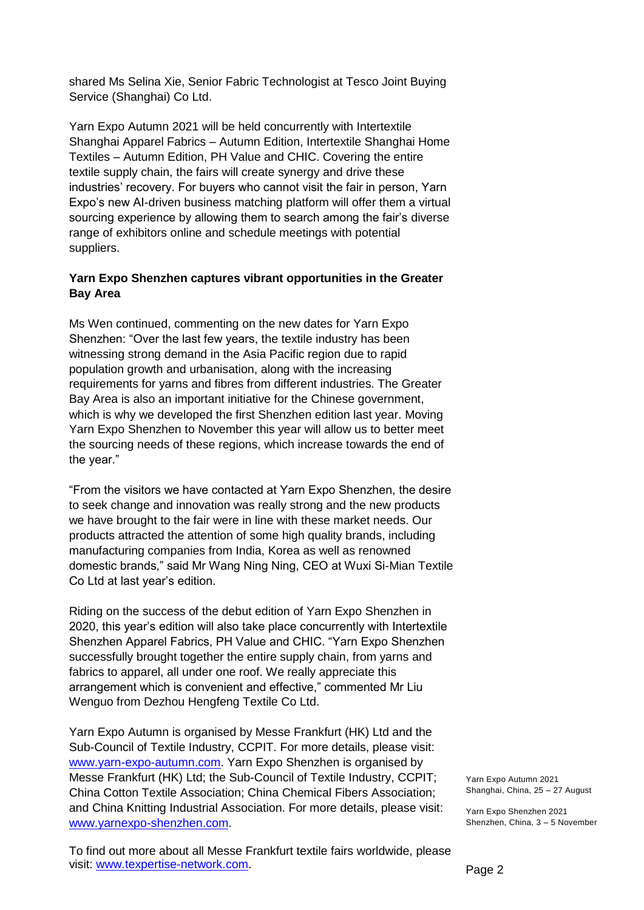shared Ms Selina Xie, Senior Fabric Technologist at Tesco Joint Buying Service (Shanghai) Co Ltd.

Yarn Expo Autumn 2021 will be held concurrently with Intertextile Shanghai Apparel Fabrics – Autumn Edition, Intertextile Shanghai Home Textiles – Autumn Edition, PH Value and CHIC. Covering the entire textile supply chain, the fairs will create synergy and drive these industries' recovery. For buyers who cannot visit the fair in person, Yarn Expo's new AI-driven business matching platform will offer them a virtual sourcing experience by allowing them to search among the fair's diverse range of exhibitors online and schedule meetings with potential suppliers.

**Yarn Expo Shenzhen captures vibrant opportunities in the Greater Bay Area**

Ms Wen continued, commenting on the new dates for Yarn Expo Shenzhen: "Over the last few years, the textile industry has been witnessing strong demand in the Asia Pacific region due to rapid population growth and urbanisation, along with the increasing requirements for yarns and fibres from different industries. The Greater Bay Area is also an important initiative for the Chinese government, which is why we developed the first Shenzhen edition last year. Moving Yarn Expo Shenzhen to November this year will allow us to better meet the sourcing needs of these regions, which increase towards the end of the year."

"From the visitors we have contacted at Yarn Expo Shenzhen, the desire to seek change and innovation was really strong and the new products we have brought to the fair were in line with these market needs. Our products attracted the attention of some high quality brands, including manufacturing companies from India, Korea as well as renowned domestic brands," said Mr Wang Ning Ning, CEO at Wuxi Si-Mian Textile Co Ltd at last year's edition.

Riding on the success of the debut edition of Yarn Expo Shenzhen in 2020, this year's edition will also take place concurrently with Intertextile Shenzhen Apparel Fabrics, PH Value and CHIC. "Yarn Expo Shenzhen successfully brought together the entire supply chain, from yarns and fabrics to apparel, all under one roof. We really appreciate this arrangement which is convenient and effective," commented Mr Liu Wenguo from Dezhou Hengfeng Textile Co Ltd.

Yarn Expo Autumn is organised by Messe Frankfurt (HK) Ltd and the Sub-Council of Textile Industry, CCPIT. For more details, please visit: www.yarn-expo-autumn.com. Yarn Expo Shenzhen is organised by Messe Frankfurt (HK) Ltd; the Sub-Council of Textile Industry, CCPIT; China Cotton Textile Association; China Chemical Fibers Association; and China Knitting Industrial Association. For more details, please visit: www.yarnexpo-shenzhen.com.

To find out more about all Messe Frankfurt textile fairs worldwide, please visit: www.texpertise-network.com.

Yarn Expo Autumn 2021
Shanghai, China, 25 – 27 August

Yarn Expo Shenzhen 2021
Shenzhen, China, 3 – 5 November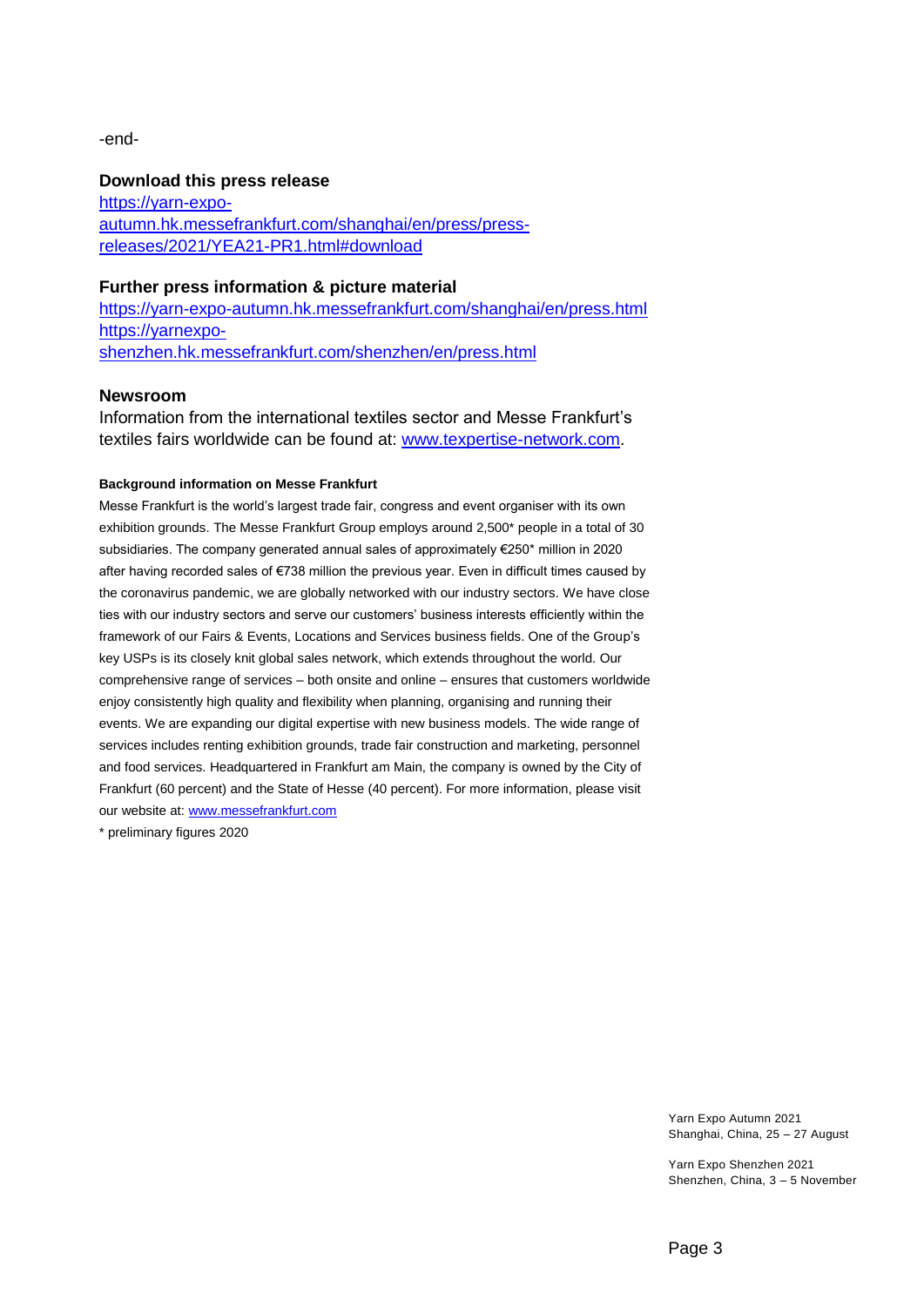-end-

**Download this press release**
https://yarn-expo-autumn.hk.messefrankfurt.com/shanghai/en/press/press-releases/2021/YEA21-PR1.html#download

**Further press information & picture material**
https://yarn-expo-autumn.hk.messefrankfurt.com/shanghai/en/press.html
https://yarnexpo-shenzhen.hk.messefrankfurt.com/shenzhen/en/press.html

**Newsroom**
Information from the international textiles sector and Messe Frankfurt's textiles fairs worldwide can be found at: www.texpertise-network.com.

**Background information on Messe Frankfurt**
Messe Frankfurt is the world's largest trade fair, congress and event organiser with its own exhibition grounds. The Messe Frankfurt Group employs around 2,500* people in a total of 30 subsidiaries. The company generated annual sales of approximately €250* million in 2020 after having recorded sales of €738 million the previous year. Even in difficult times caused by the coronavirus pandemic, we are globally networked with our industry sectors. We have close ties with our industry sectors and serve our customers' business interests efficiently within the framework of our Fairs & Events, Locations and Services business fields. One of the Group's key USPs is its closely knit global sales network, which extends throughout the world. Our comprehensive range of services – both onsite and online – ensures that customers worldwide enjoy consistently high quality and flexibility when planning, organising and running their events. We are expanding our digital expertise with new business models. The wide range of services includes renting exhibition grounds, trade fair construction and marketing, personnel and food services. Headquartered in Frankfurt am Main, the company is owned by the City of Frankfurt (60 percent) and the State of Hesse (40 percent). For more information, please visit our website at: www.messefrankfurt.com

* preliminary figures 2020

Yarn Expo Autumn 2021
Shanghai, China, 25 – 27 August

Yarn Expo Shenzhen 2021
Shenzhen, China, 3 – 5 November